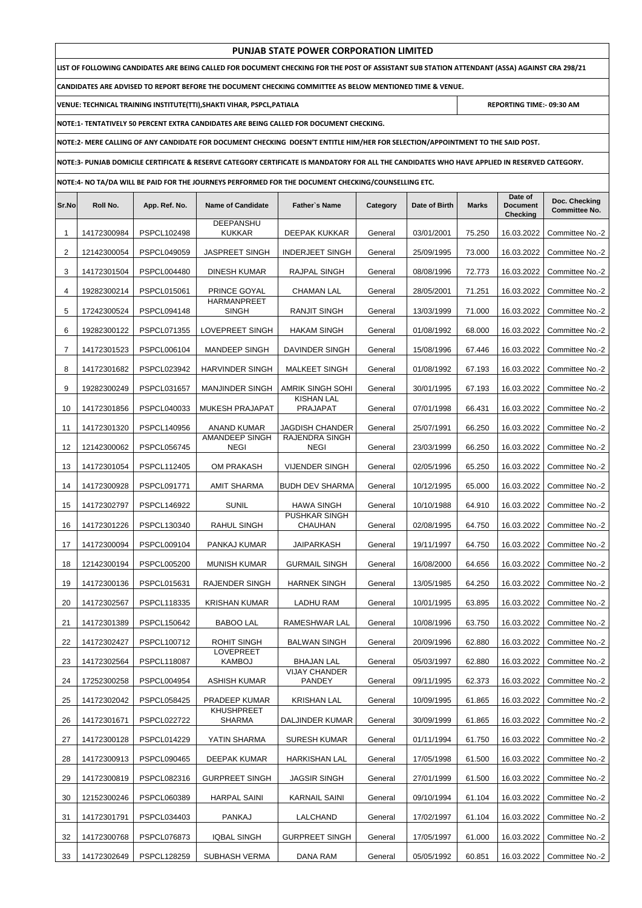# PUNJAB STATE POWER CORPORATION LIMITED

**LIST OF FOLLOWING CANDIDATES ARE BEING CALLED FOR DOCUMENT CHECKING FOR THE POST OF ASSISTANT SUB STATION ATTENDANT (ASSA) AGAINST CRA 298/21**

**CANDIDATES ARE ADVISED TO REPORT BEFORE THE DOCUMENT CHECKING COMMITTEE AS BELOW MENTIONED TIME & VENUE.**

**VENUE: TECHNICAL TRAINING INSTITUTE(TTI),SHAKTI VIHAR, PSPCL,PATIALA** | **REPORTING TIME:- 09:30 AM**

**NOTE:1- TENTATIVELY 50 PERCENT EXTRA CANDIDATES ARE BEING CALLED FOR DOCUMENT CHECKING.**

**NOTE:2- MERE CALLING OF ANY CANDIDATE FOR DOCUMENT CHECKING DOESN'T ENTITLE HIM/HER FOR SELECTION/APPOINTMENT TO THE SAID POST.**

**NOTE:3- PUNJAB DOMICILE CERTIFICATE & RESERVE CATEGORY CERTIFICATE IS MANDATORY FOR ALL THE CANDIDATES WHO HAVE APPLIED IN RESERVED CATEGORY.**

**NOTE:4- NO TA/DA WILL BE PAID FOR THE JOURNEYS PERFORMED FOR THE DOCUMENT CHECKING/COUNSELLING ETC.**

| Sr.No | Roll No. | App. Ref. No. | Name of Candidate | Father`s Name | Category | Date of Birth | Marks | Date of Document Checking | Doc. Checking Committee No. |
|---|---|---|---|---|---|---|---|---|---|
| 1 | 14172300984 | PSPCL102498 | DEEPANSHU KUKKAR | DEEPAK KUKKAR | General | 03/01/2001 | 75.250 | 16.03.2022 | Committee No.-2 |
| 2 | 12142300054 | PSPCL049059 | JASPREET SINGH | INDERJEET SINGH | General | 25/09/1995 | 73.000 | 16.03.2022 | Committee No.-2 |
| 3 | 14172301504 | PSPCL004480 | DINESH KUMAR | RAJPAL SINGH | General | 08/08/1996 | 72.773 | 16.03.2022 | Committee No.-2 |
| 4 | 19282300214 | PSPCL015061 | PRINCE GOYAL | CHAMAN LAL | General | 28/05/2001 | 71.251 | 16.03.2022 | Committee No.-2 |
| 5 | 17242300524 | PSPCL094148 | HARMANPREET SINGH | RANJIT SINGH | General | 13/03/1999 | 71.000 | 16.03.2022 | Committee No.-2 |
| 6 | 19282300122 | PSPCL071355 | LOVEPREET SINGH | HAKAM SINGH | General | 01/08/1992 | 68.000 | 16.03.2022 | Committee No.-2 |
| 7 | 14172301523 | PSPCL006104 | MANDEEP SINGH | DAVINDER SINGH | General | 15/08/1996 | 67.446 | 16.03.2022 | Committee No.-2 |
| 8 | 14172301682 | PSPCL023942 | HARVINDER SINGH | MALKEET SINGH | General | 01/08/1992 | 67.193 | 16.03.2022 | Committee No.-2 |
| 9 | 19282300249 | PSPCL031657 | MANJINDER SINGH | AMRIK SINGH SOHI | General | 30/01/1995 | 67.193 | 16.03.2022 | Committee No.-2 |
| 10 | 14172301856 | PSPCL040033 | MUKESH PRAJAPAT | KISHAN LAL PRAJAPAT | General | 07/01/1998 | 66.431 | 16.03.2022 | Committee No.-2 |
| 11 | 14172301320 | PSPCL140956 | ANAND KUMAR | JAGDISH CHANDER | General | 25/07/1991 | 66.250 | 16.03.2022 | Committee No.-2 |
| 12 | 12142300062 | PSPCL056745 | AMANDEEP SINGH NEGI | RAJENDRA SINGH NEGI | General | 23/03/1999 | 66.250 | 16.03.2022 | Committee No.-2 |
| 13 | 14172301054 | PSPCL112405 | OM PRAKASH | VIJENDER SINGH | General | 02/05/1996 | 65.250 | 16.03.2022 | Committee No.-2 |
| 14 | 14172300928 | PSPCL091771 | AMIT SHARMA | BUDH DEV SHARMA | General | 10/12/1995 | 65.000 | 16.03.2022 | Committee No.-2 |
| 15 | 14172302797 | PSPCL146922 | SUNIL | HAWA SINGH | General | 10/10/1988 | 64.910 | 16.03.2022 | Committee No.-2 |
| 16 | 14172301226 | PSPCL130340 | RAHUL SINGH | PUSHKAR SINGH CHAUHAN | General | 02/08/1995 | 64.750 | 16.03.2022 | Committee No.-2 |
| 17 | 14172300094 | PSPCL009104 | PANKAJ KUMAR | JAIPARKASH | General | 19/11/1997 | 64.750 | 16.03.2022 | Committee No.-2 |
| 18 | 12142300194 | PSPCL005200 | MUNISH KUMAR | GURMAIL SINGH | General | 16/08/2000 | 64.656 | 16.03.2022 | Committee No.-2 |
| 19 | 14172300136 | PSPCL015631 | RAJENDER SINGH | HARNEK SINGH | General | 13/05/1985 | 64.250 | 16.03.2022 | Committee No.-2 |
| 20 | 14172302567 | PSPCL118335 | KRISHAN KUMAR | LADHU RAM | General | 10/01/1995 | 63.895 | 16.03.2022 | Committee No.-2 |
| 21 | 14172301389 | PSPCL150642 | BABOO LAL | RAMESHWAR LAL | General | 10/08/1996 | 63.750 | 16.03.2022 | Committee No.-2 |
| 22 | 14172302427 | PSPCL100712 | ROHIT SINGH | BALWAN SINGH | General | 20/09/1996 | 62.880 | 16.03.2022 | Committee No.-2 |
| 23 | 14172302564 | PSPCL118087 | LOVEPREET KAMBOJ | BHAJAN LAL | General | 05/03/1997 | 62.880 | 16.03.2022 | Committee No.-2 |
| 24 | 17252300258 | PSPCL004954 | ASHISH KUMAR | VIJAY CHANDER PANDEY | General | 09/11/1995 | 62.373 | 16.03.2022 | Committee No.-2 |
| 25 | 14172302042 | PSPCL058425 | PRADEEP KUMAR | KRISHAN LAL | General | 10/09/1995 | 61.865 | 16.03.2022 | Committee No.-2 |
| 26 | 14172301671 | PSPCL022722 | KHUSHPREET SHARMA | DALJINDER KUMAR | General | 30/09/1999 | 61.865 | 16.03.2022 | Committee No.-2 |
| 27 | 14172300128 | PSPCL014229 | YATIN SHARMA | SURESH KUMAR | General | 01/11/1994 | 61.750 | 16.03.2022 | Committee No.-2 |
| 28 | 14172300913 | PSPCL090465 | DEEPAK KUMAR | HARKISHAN LAL | General | 17/05/1998 | 61.500 | 16.03.2022 | Committee No.-2 |
| 29 | 14172300819 | PSPCL082316 | GURPREET SINGH | JAGSIR SINGH | General | 27/01/1999 | 61.500 | 16.03.2022 | Committee No.-2 |
| 30 | 12152300246 | PSPCL060389 | HARPAL SAINI | KARNAIL SAINI | General | 09/10/1994 | 61.104 | 16.03.2022 | Committee No.-2 |
| 31 | 14172301791 | PSPCL034403 | PANKAJ | LALCHAND | General | 17/02/1997 | 61.104 | 16.03.2022 | Committee No.-2 |
| 32 | 14172300768 | PSPCL076873 | IQBAL SINGH | GURPREET SINGH | General | 17/05/1997 | 61.000 | 16.03.2022 | Committee No.-2 |
| 33 | 14172302649 | PSPCL128259 | SUBHASH VERMA | DANA RAM | General | 05/05/1992 | 60.851 | 16.03.2022 | Committee No.-2 |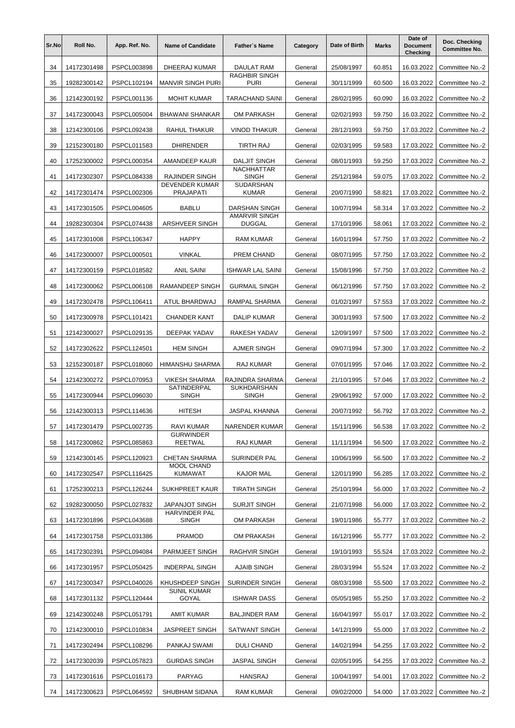| Sr.No | Roll No. | App. Ref. No. | Name of Candidate | Father`s Name | Category | Date of Birth | Marks | Date of Document Checking | Doc. Checking Committee No. |
|---|---|---|---|---|---|---|---|---|---|
| 34 | 14172301498 | PSPCL003898 | DHEERAJ KUMAR | DAULAT RAM | General | 25/08/1997 | 60.851 | 16.03.2022 | Committee No.-2 |
| 35 | 19282300142 | PSPCL102194 | MANVIR SINGH PURI | RAGHBIR SINGH PURI | General | 30/11/1999 | 60.500 | 16.03.2022 | Committee No.-2 |
| 36 | 12142300192 | PSPCL001136 | MOHIT KUMAR | TARACHAND SAINI | General | 28/02/1995 | 60.090 | 16.03.2022 | Committee No.-2 |
| 37 | 14172300043 | PSPCL005004 | BHAWANI SHANKAR | OM PARKASH | General | 02/02/1993 | 59.750 | 16.03.2022 | Committee No.-2 |
| 38 | 12142300106 | PSPCL092438 | RAHUL THAKUR | VINOD THAKUR | General | 28/12/1993 | 59.750 | 17.03.2022 | Committee No.-2 |
| 39 | 12152300180 | PSPCL011583 | DHIRENDER | TIRTH RAJ | General | 02/03/1995 | 59.583 | 17.03.2022 | Committee No.-2 |
| 40 | 17252300002 | PSPCL000354 | AMANDEEP KAUR | DALJIT SINGH | General | 08/01/1993 | 59.250 | 17.03.2022 | Committee No.-2 |
| 41 | 14172302307 | PSPCL084338 | RAJINDER SINGH | NACHHATTAR SINGH | General | 25/12/1984 | 59.075 | 17.03.2022 | Committee No.-2 |
| 42 | 14172301474 | PSPCL002306 | DEVENDER KUMAR PRAJAPATI | SUDARSHAN KUMAR | General | 20/07/1990 | 58.821 | 17.03.2022 | Committee No.-2 |
| 43 | 14172301505 | PSPCL004605 | BABLU | DARSHAN SINGH | General | 10/07/1994 | 58.314 | 17.03.2022 | Committee No.-2 |
| 44 | 19282300304 | PSPCL074438 | ARSHVEER SINGH | AMARVIR SINGH DUGGAL | General | 17/10/1996 | 58.061 | 17.03.2022 | Committee No.-2 |
| 45 | 14172301008 | PSPCL106347 | HAPPY | RAM KUMAR | General | 16/01/1994 | 57.750 | 17.03.2022 | Committee No.-2 |
| 46 | 14172300007 | PSPCL000501 | VINKAL | PREM CHAND | General | 08/07/1995 | 57.750 | 17.03.2022 | Committee No.-2 |
| 47 | 14172300159 | PSPCL018582 | ANIL SAINI | ISHWAR LAL SAINI | General | 15/08/1996 | 57.750 | 17.03.2022 | Committee No.-2 |
| 48 | 14172300062 | PSPCL006108 | RAMANDEEP SINGH | GURMAIL SINGH | General | 06/12/1996 | 57.750 | 17.03.2022 | Committee No.-2 |
| 49 | 14172302478 | PSPCL106411 | ATUL BHARDWAJ | RAMPAL SHARMA | General | 01/02/1997 | 57.553 | 17.03.2022 | Committee No.-2 |
| 50 | 14172300978 | PSPCL101421 | CHANDER KANT | DALIP KUMAR | General | 30/01/1993 | 57.500 | 17.03.2022 | Committee No.-2 |
| 51 | 12142300027 | PSPCL029135 | DEEPAK YADAV | RAKESH YADAV | General | 12/09/1997 | 57.500 | 17.03.2022 | Committee No.-2 |
| 52 | 14172302622 | PSPCL124501 | HEM SINGH | AJMER SINGH | General | 09/07/1994 | 57.300 | 17.03.2022 | Committee No.-2 |
| 53 | 12152300187 | PSPCL018060 | HIMANSHU SHARMA | RAJ KUMAR | General | 07/01/1995 | 57.046 | 17.03.2022 | Committee No.-2 |
| 54 | 12142300272 | PSPCL070953 | VIKESH SHARMA | RAJINDRA SHARMA | General | 21/10/1995 | 57.046 | 17.03.2022 | Committee No.-2 |
| 55 | 14172300944 | PSPCL096030 | SATINDERPAL SINGH | SUKHDARSHAN SINGH | General | 29/06/1992 | 57.000 | 17.03.2022 | Committee No.-2 |
| 56 | 12142300313 | PSPCL114636 | HITESH | JASPAL KHANNA | General | 20/07/1992 | 56.792 | 17.03.2022 | Committee No.-2 |
| 57 | 14172301479 | PSPCL002735 | RAVI KUMAR | NARENDER KUMAR | General | 15/11/1996 | 56.538 | 17.03.2022 | Committee No.-2 |
| 58 | 14172300862 | PSPCL085863 | GURWINDER REETWAL | RAJ KUMAR | General | 11/11/1994 | 56.500 | 17.03.2022 | Committee No.-2 |
| 59 | 12142300145 | PSPCL120923 | CHETAN SHARMA | SURINDER PAL | General | 10/06/1999 | 56.500 | 17.03.2022 | Committee No.-2 |
| 60 | 14172302547 | PSPCL116425 | MOOL CHAND KUMAWAT | KAJOR MAL | General | 12/01/1990 | 56.285 | 17.03.2022 | Committee No.-2 |
| 61 | 17252300213 | PSPCL126244 | SUKHPREET KAUR | TIRATH SINGH | General | 25/10/1994 | 56.000 | 17.03.2022 | Committee No.-2 |
| 62 | 19282300050 | PSPCL027832 | JAPANJOT SINGH | SURJIT SINGH | General | 21/07/1998 | 56.000 | 17.03.2022 | Committee No.-2 |
| 63 | 14172301896 | PSPCL043688 | HARVINDER PAL SINGH | OM PARKASH | General | 19/01/1986 | 55.777 | 17.03.2022 | Committee No.-2 |
| 64 | 14172301758 | PSPCL031386 | PRAMOD | OM PRAKASH | General | 16/12/1996 | 55.777 | 17.03.2022 | Committee No.-2 |
| 65 | 14172302391 | PSPCL094084 | PARMJEET SINGH | RAGHVIR SINGH | General | 19/10/1993 | 55.524 | 17.03.2022 | Committee No.-2 |
| 66 | 14172301957 | PSPCL050425 | INDERPAL SINGH | AJAIB SINGH | General | 28/03/1994 | 55.524 | 17.03.2022 | Committee No.-2 |
| 67 | 14172300347 | PSPCL040026 | KHUSHDEEP SINGH | SURINDER SINGH | General | 08/03/1998 | 55.500 | 17.03.2022 | Committee No.-2 |
| 68 | 14172301132 | PSPCL120444 | SUNIL KUMAR GOYAL | ISHWAR DASS | General | 05/05/1985 | 55.250 | 17.03.2022 | Committee No.-2 |
| 69 | 12142300248 | PSPCL051791 | AMIT KUMAR | BALJINDER RAM | General | 16/04/1997 | 55.017 | 17.03.2022 | Committee No.-2 |
| 70 | 12142300010 | PSPCL010834 | JASPREET SINGH | SATWANT SINGH | General | 14/12/1999 | 55.000 | 17.03.2022 | Committee No.-2 |
| 71 | 14172302494 | PSPCL108296 | PANKAJ SWAMI | DULI CHAND | General | 14/02/1994 | 54.255 | 17.03.2022 | Committee No.-2 |
| 72 | 14172302039 | PSPCL057823 | GURDAS SINGH | JASPAL SINGH | General | 02/05/1995 | 54.255 | 17.03.2022 | Committee No.-2 |
| 73 | 14172301616 | PSPCL016173 | PARYAG | HANSRAJ | General | 10/04/1997 | 54.001 | 17.03.2022 | Committee No.-2 |
| 74 | 14172300623 | PSPCL064592 | SHUBHAM SIDANA | RAM KUMAR | General | 09/02/2000 | 54.000 | 17.03.2022 | Committee No.-2 |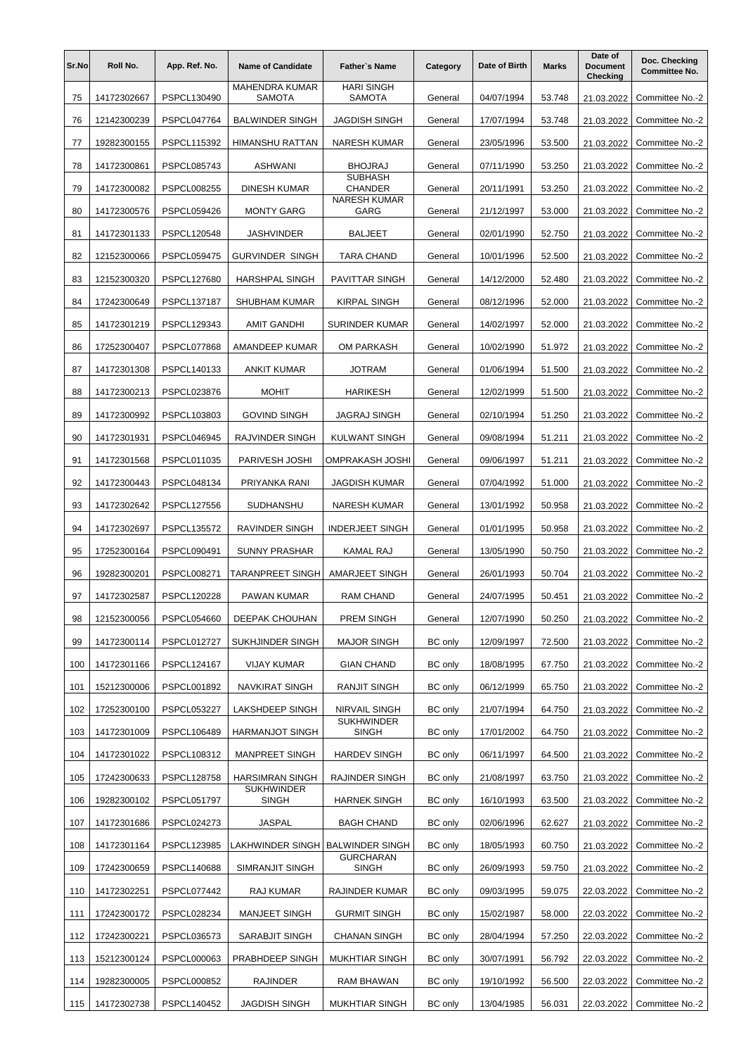| Sr.No | Roll No. | App. Ref. No. | Name of Candidate | Father`s Name | Category | Date of Birth | Marks | Date of Document Checking | Doc. Checking Committee No. |
|---|---|---|---|---|---|---|---|---|---|
| 75 | 14172302667 | PSPCL130490 | MAHENDRA KUMAR SAMOTA | HARI SINGH SAMOTA | General | 04/07/1994 | 53.748 | 21.03.2022 | Committee No.-2 |
| 76 | 12142300239 | PSPCL047764 | BALWINDER SINGH | JAGDISH SINGH | General | 17/07/1994 | 53.748 | 21.03.2022 | Committee No.-2 |
| 77 | 19282300155 | PSPCL115392 | HIMANSHU RATTAN | NARESH KUMAR | General | 23/05/1996 | 53.500 | 21.03.2022 | Committee No.-2 |
| 78 | 14172300861 | PSPCL085743 | ASHWANI | BHOJRAJ | General | 07/11/1990 | 53.250 | 21.03.2022 | Committee No.-2 |
| 79 | 14172300082 | PSPCL008255 | DINESH KUMAR | SUBHASH CHANDER | General | 20/11/1991 | 53.250 | 21.03.2022 | Committee No.-2 |
| 80 | 14172300576 | PSPCL059426 | MONTY GARG | NARESH KUMAR GARG | General | 21/12/1997 | 53.000 | 21.03.2022 | Committee No.-2 |
| 81 | 14172301133 | PSPCL120548 | JASHVINDER | BALJEET | General | 02/01/1990 | 52.750 | 21.03.2022 | Committee No.-2 |
| 82 | 12152300066 | PSPCL059475 | GURVINDER SINGH | TARA CHAND | General | 10/01/1996 | 52.500 | 21.03.2022 | Committee No.-2 |
| 83 | 12152300320 | PSPCL127680 | HARSHPAL SINGH | PAVITTAR SINGH | General | 14/12/2000 | 52.480 | 21.03.2022 | Committee No.-2 |
| 84 | 17242300649 | PSPCL137187 | SHUBHAM KUMAR | KIRPAL SINGH | General | 08/12/1996 | 52.000 | 21.03.2022 | Committee No.-2 |
| 85 | 14172301219 | PSPCL129343 | AMIT GANDHI | SURINDER KUMAR | General | 14/02/1997 | 52.000 | 21.03.2022 | Committee No.-2 |
| 86 | 17252300407 | PSPCL077868 | AMANDEEP KUMAR | OM PARKASH | General | 10/02/1990 | 51.972 | 21.03.2022 | Committee No.-2 |
| 87 | 14172301308 | PSPCL140133 | ANKIT KUMAR | JOTRAM | General | 01/06/1994 | 51.500 | 21.03.2022 | Committee No.-2 |
| 88 | 14172300213 | PSPCL023876 | MOHIT | HARIKESH | General | 12/02/1999 | 51.500 | 21.03.2022 | Committee No.-2 |
| 89 | 14172300992 | PSPCL103803 | GOVIND SINGH | JAGRAJ SINGH | General | 02/10/1994 | 51.250 | 21.03.2022 | Committee No.-2 |
| 90 | 14172301931 | PSPCL046945 | RAJVINDER SINGH | KULWANT SINGH | General | 09/08/1994 | 51.211 | 21.03.2022 | Committee No.-2 |
| 91 | 14172301568 | PSPCL011035 | PARIVESH JOSHI | OMPRAKASH JOSHI | General | 09/06/1997 | 51.211 | 21.03.2022 | Committee No.-2 |
| 92 | 14172300443 | PSPCL048134 | PRIYANKA RANI | JAGDISH KUMAR | General | 07/04/1992 | 51.000 | 21.03.2022 | Committee No.-2 |
| 93 | 14172302642 | PSPCL127556 | SUDHANSHU | NARESH KUMAR | General | 13/01/1992 | 50.958 | 21.03.2022 | Committee No.-2 |
| 94 | 14172302697 | PSPCL135572 | RAVINDER SINGH | INDERJEET SINGH | General | 01/01/1995 | 50.958 | 21.03.2022 | Committee No.-2 |
| 95 | 17252300164 | PSPCL090491 | SUNNY PRASHAR | KAMAL RAJ | General | 13/05/1990 | 50.750 | 21.03.2022 | Committee No.-2 |
| 96 | 19282300201 | PSPCL008271 | TARANPREET SINGH | AMARJEET SINGH | General | 26/01/1993 | 50.704 | 21.03.2022 | Committee No.-2 |
| 97 | 14172302587 | PSPCL120228 | PAWAN KUMAR | RAM CHAND | General | 24/07/1995 | 50.451 | 21.03.2022 | Committee No.-2 |
| 98 | 12152300056 | PSPCL054660 | DEEPAK CHOUHAN | PREM SINGH | General | 12/07/1990 | 50.250 | 21.03.2022 | Committee No.-2 |
| 99 | 14172300114 | PSPCL012727 | SUKHJINDER SINGH | MAJOR SINGH | BC only | 12/09/1997 | 72.500 | 21.03.2022 | Committee No.-2 |
| 100 | 14172301166 | PSPCL124167 | VIJAY KUMAR | GIAN CHAND | BC only | 18/08/1995 | 67.750 | 21.03.2022 | Committee No.-2 |
| 101 | 15212300006 | PSPCL001892 | NAVKIRAT SINGH | RANJIT SINGH | BC only | 06/12/1999 | 65.750 | 21.03.2022 | Committee No.-2 |
| 102 | 17252300100 | PSPCL053227 | LAKSHDEEP SINGH | NIRVAIL SINGH | BC only | 21/07/1994 | 64.750 | 21.03.2022 | Committee No.-2 |
| 103 | 14172301009 | PSPCL106489 | HARMANJOT SINGH | SUKHWINDER SINGH | BC only | 17/01/2002 | 64.750 | 21.03.2022 | Committee No.-2 |
| 104 | 14172301022 | PSPCL108312 | MANPREET SINGH | HARDEV SINGH | BC only | 06/11/1997 | 64.500 | 21.03.2022 | Committee No.-2 |
| 105 | 17242300633 | PSPCL128758 | HARSIMRAN SINGH | RAJINDER SINGH | BC only | 21/08/1997 | 63.750 | 21.03.2022 | Committee No.-2 |
| 106 | 19282300102 | PSPCL051797 | SUKHWINDER SINGH | HARNEK SINGH | BC only | 16/10/1993 | 63.500 | 21.03.2022 | Committee No.-2 |
| 107 | 14172301686 | PSPCL024273 | JASPAL | BAGH CHAND | BC only | 02/06/1996 | 62.627 | 21.03.2022 | Committee No.-2 |
| 108 | 14172301164 | PSPCL123985 | LAKHWINDER SINGH | BALWINDER SINGH | BC only | 18/05/1993 | 60.750 | 21.03.2022 | Committee No.-2 |
| 109 | 17242300659 | PSPCL140688 | SIMRANJIT SINGH | GURCHARAN SINGH | BC only | 26/09/1993 | 59.750 | 21.03.2022 | Committee No.-2 |
| 110 | 14172302251 | PSPCL077442 | RAJ KUMAR | RAJINDER KUMAR | BC only | 09/03/1995 | 59.075 | 22.03.2022 | Committee No.-2 |
| 111 | 17242300172 | PSPCL028234 | MANJEET SINGH | GURMIT SINGH | BC only | 15/02/1987 | 58.000 | 22.03.2022 | Committee No.-2 |
| 112 | 17242300221 | PSPCL036573 | SARABJIT SINGH | CHANAN SINGH | BC only | 28/04/1994 | 57.250 | 22.03.2022 | Committee No.-2 |
| 113 | 15212300124 | PSPCL000063 | PRABHDEEP SINGH | MUKHTIAR SINGH | BC only | 30/07/1991 | 56.792 | 22.03.2022 | Committee No.-2 |
| 114 | 19282300005 | PSPCL000852 | RAJINDER | RAM BHAWAN | BC only | 19/10/1992 | 56.500 | 22.03.2022 | Committee No.-2 |
| 115 | 14172302738 | PSPCL140452 | JAGDISH SINGH | MUKHTIAR SINGH | BC only | 13/04/1985 | 56.031 | 22.03.2022 | Committee No.-2 |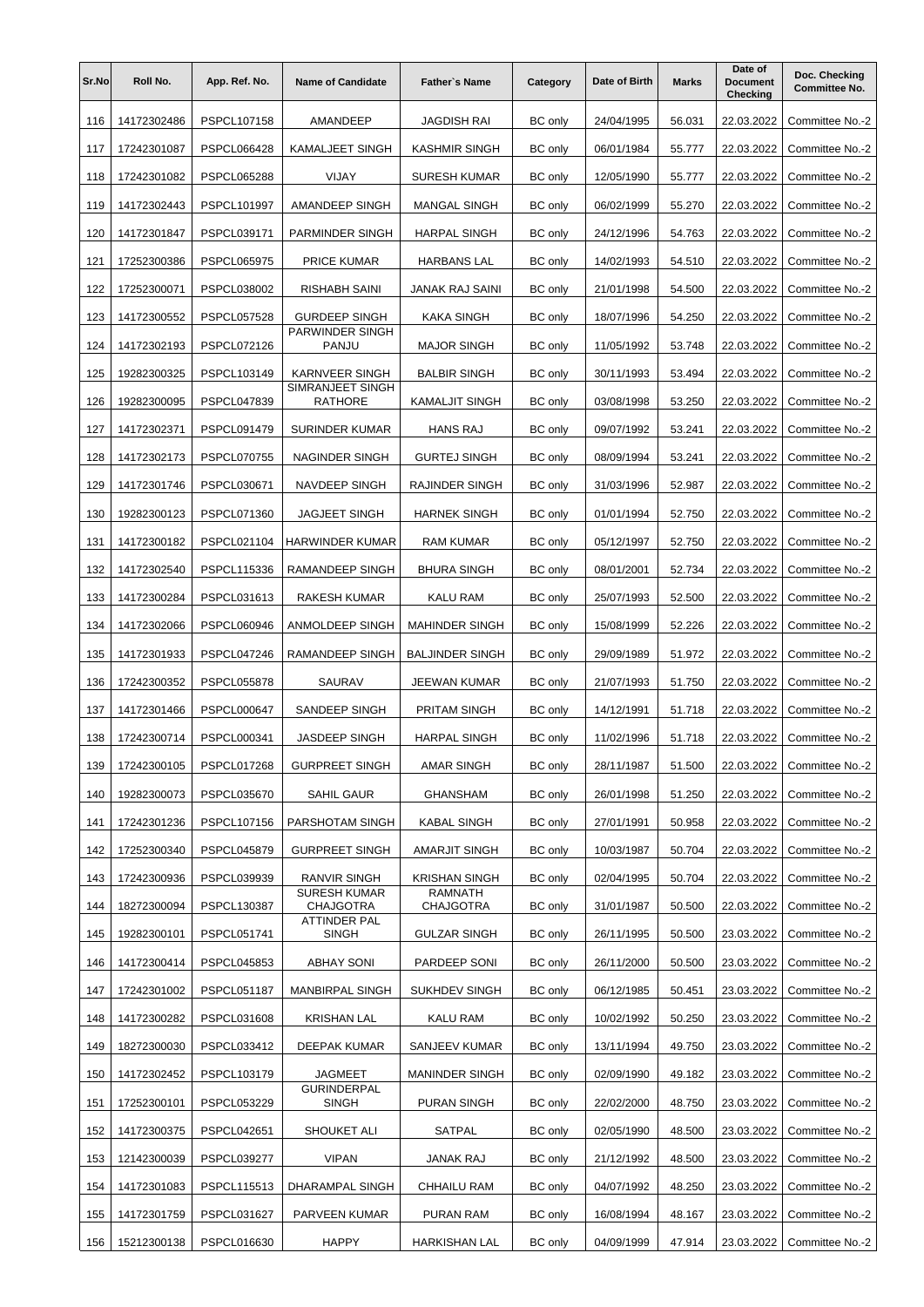| Sr.No | Roll No. | App. Ref. No. | Name of Candidate | Father`s Name | Category | Date of Birth | Marks | Date of Document Checking | Doc. Checking Committee No. |
|---|---|---|---|---|---|---|---|---|---|
| 116 | 14172302486 | PSPCL107158 | AMANDEEP | JAGDISH RAI | BC only | 24/04/1995 | 56.031 | 22.03.2022 | Committee No.-2 |
| 117 | 17242301087 | PSPCL066428 | KAMALJEET SINGH | KASHMIR SINGH | BC only | 06/01/1984 | 55.777 | 22.03.2022 | Committee No.-2 |
| 118 | 17242301082 | PSPCL065288 | VIJAY | SURESH KUMAR | BC only | 12/05/1990 | 55.777 | 22.03.2022 | Committee No.-2 |
| 119 | 14172302443 | PSPCL101997 | AMANDEEP SINGH | MANGAL SINGH | BC only | 06/02/1999 | 55.270 | 22.03.2022 | Committee No.-2 |
| 120 | 14172301847 | PSPCL039171 | PARMINDER SINGH | HARPAL SINGH | BC only | 24/12/1996 | 54.763 | 22.03.2022 | Committee No.-2 |
| 121 | 17252300386 | PSPCL065975 | PRICE KUMAR | HARBANS LAL | BC only | 14/02/1993 | 54.510 | 22.03.2022 | Committee No.-2 |
| 122 | 17252300071 | PSPCL038002 | RISHABH SAINI | JANAK RAJ SAINI | BC only | 21/01/1998 | 54.500 | 22.03.2022 | Committee No.-2 |
| 123 | 14172300552 | PSPCL057528 | GURDEEP SINGH | KAKA SINGH | BC only | 18/07/1996 | 54.250 | 22.03.2022 | Committee No.-2 |
| 124 | 14172302193 | PSPCL072126 | PARWINDER SINGH PANJU | MAJOR SINGH | BC only | 11/05/1992 | 53.748 | 22.03.2022 | Committee No.-2 |
| 125 | 19282300325 | PSPCL103149 | KARNVEER SINGH | BALBIR SINGH | BC only | 30/11/1993 | 53.494 | 22.03.2022 | Committee No.-2 |
| 126 | 19282300095 | PSPCL047839 | SIMRANJEET SINGH RATHORE | KAMALJIT SINGH | BC only | 03/08/1998 | 53.250 | 22.03.2022 | Committee No.-2 |
| 127 | 14172302371 | PSPCL091479 | SURINDER KUMAR | HANS RAJ | BC only | 09/07/1992 | 53.241 | 22.03.2022 | Committee No.-2 |
| 128 | 14172302173 | PSPCL070755 | NAGINDER SINGH | GURTEJ SINGH | BC only | 08/09/1994 | 53.241 | 22.03.2022 | Committee No.-2 |
| 129 | 14172301746 | PSPCL030671 | NAVDEEP SINGH | RAJINDER SINGH | BC only | 31/03/1996 | 52.987 | 22.03.2022 | Committee No.-2 |
| 130 | 19282300123 | PSPCL071360 | JAGJEET SINGH | HARNEK SINGH | BC only | 01/01/1994 | 52.750 | 22.03.2022 | Committee No.-2 |
| 131 | 14172300182 | PSPCL021104 | HARWINDER KUMAR | RAM KUMAR | BC only | 05/12/1997 | 52.750 | 22.03.2022 | Committee No.-2 |
| 132 | 14172302540 | PSPCL115336 | RAMANDEEP SINGH | BHURA SINGH | BC only | 08/01/2001 | 52.734 | 22.03.2022 | Committee No.-2 |
| 133 | 14172300284 | PSPCL031613 | RAKESH KUMAR | KALU RAM | BC only | 25/07/1993 | 52.500 | 22.03.2022 | Committee No.-2 |
| 134 | 14172302066 | PSPCL060946 | ANMOLDEEP SINGH | MAHINDER SINGH | BC only | 15/08/1999 | 52.226 | 22.03.2022 | Committee No.-2 |
| 135 | 14172301933 | PSPCL047246 | RAMANDEEP SINGH | BALJINDER SINGH | BC only | 29/09/1989 | 51.972 | 22.03.2022 | Committee No.-2 |
| 136 | 17242300352 | PSPCL055878 | SAURAV | JEEWAN KUMAR | BC only | 21/07/1993 | 51.750 | 22.03.2022 | Committee No.-2 |
| 137 | 14172301466 | PSPCL000647 | SANDEEP SINGH | PRITAM SINGH | BC only | 14/12/1991 | 51.718 | 22.03.2022 | Committee No.-2 |
| 138 | 17242300714 | PSPCL000341 | JASDEEP SINGH | HARPAL SINGH | BC only | 11/02/1996 | 51.718 | 22.03.2022 | Committee No.-2 |
| 139 | 17242300105 | PSPCL017268 | GURPREET SINGH | AMAR SINGH | BC only | 28/11/1987 | 51.500 | 22.03.2022 | Committee No.-2 |
| 140 | 19282300073 | PSPCL035670 | SAHIL GAUR | GHANSHAM | BC only | 26/01/1998 | 51.250 | 22.03.2022 | Committee No.-2 |
| 141 | 17242301236 | PSPCL107156 | PARSHOTAM SINGH | KABAL SINGH | BC only | 27/01/1991 | 50.958 | 22.03.2022 | Committee No.-2 |
| 142 | 17252300340 | PSPCL045879 | GURPREET SINGH | AMARJIT SINGH | BC only | 10/03/1987 | 50.704 | 22.03.2022 | Committee No.-2 |
| 143 | 17242300936 | PSPCL039939 | RANVIR SINGH | KRISHAN SINGH | BC only | 02/04/1995 | 50.704 | 22.03.2022 | Committee No.-2 |
| 144 | 18272300094 | PSPCL130387 | SURESH KUMAR CHAJGOTRA | RAMNATH CHAJGOTRA | BC only | 31/01/1987 | 50.500 | 22.03.2022 | Committee No.-2 |
| 145 | 19282300101 | PSPCL051741 | ATTINDER PAL SINGH | GULZAR SINGH | BC only | 26/11/1995 | 50.500 | 23.03.2022 | Committee No.-2 |
| 146 | 14172300414 | PSPCL045853 | ABHAY SONI | PARDEEP SONI | BC only | 26/11/2000 | 50.500 | 23.03.2022 | Committee No.-2 |
| 147 | 17242301002 | PSPCL051187 | MANBIRPAL SINGH | SUKHDEV SINGH | BC only | 06/12/1985 | 50.451 | 23.03.2022 | Committee No.-2 |
| 148 | 14172300282 | PSPCL031608 | KRISHAN LAL | KALU RAM | BC only | 10/02/1992 | 50.250 | 23.03.2022 | Committee No.-2 |
| 149 | 18272300030 | PSPCL033412 | DEEPAK KUMAR | SANJEEV KUMAR | BC only | 13/11/1994 | 49.750 | 23.03.2022 | Committee No.-2 |
| 150 | 14172302452 | PSPCL103179 | JAGMEET | MANINDER SINGH | BC only | 02/09/1990 | 49.182 | 23.03.2022 | Committee No.-2 |
| 151 | 17252300101 | PSPCL053229 | GURINDERPAL SINGH | PURAN SINGH | BC only | 22/02/2000 | 48.750 | 23.03.2022 | Committee No.-2 |
| 152 | 14172300375 | PSPCL042651 | SHOUKET ALI | SATPAL | BC only | 02/05/1990 | 48.500 | 23.03.2022 | Committee No.-2 |
| 153 | 12142300039 | PSPCL039277 | VIPAN | JANAK RAJ | BC only | 21/12/1992 | 48.500 | 23.03.2022 | Committee No.-2 |
| 154 | 14172301083 | PSPCL115513 | DHARAMPAL SINGH | CHHAILU RAM | BC only | 04/07/1992 | 48.250 | 23.03.2022 | Committee No.-2 |
| 155 | 14172301759 | PSPCL031627 | PARVEEN KUMAR | PURAN RAM | BC only | 16/08/1994 | 48.167 | 23.03.2022 | Committee No.-2 |
| 156 | 15212300138 | PSPCL016630 | HAPPY | HARKISHAN LAL | BC only | 04/09/1999 | 47.914 | 23.03.2022 | Committee No.-2 |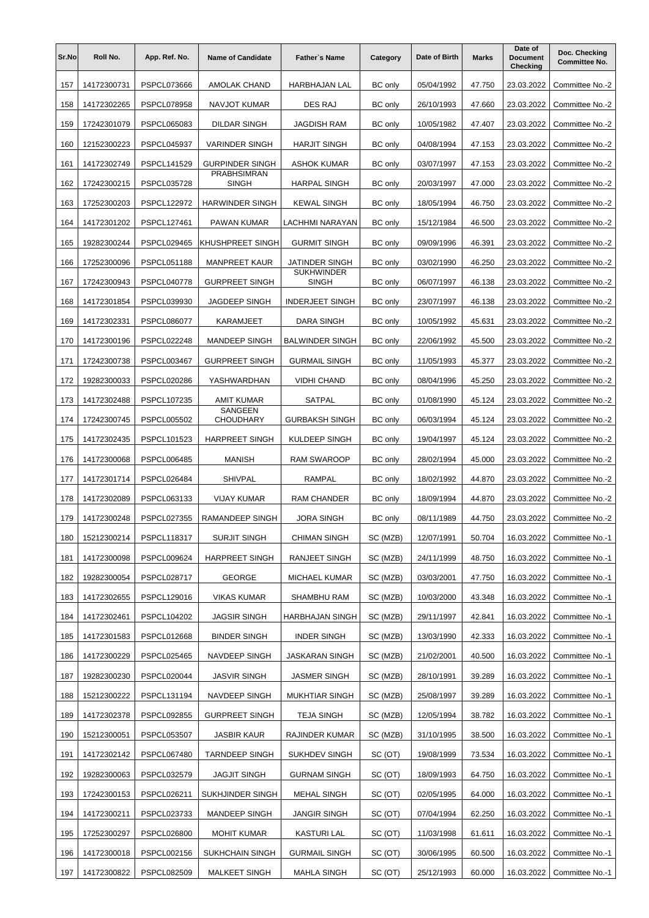| Sr.No | Roll No. | App. Ref. No. | Name of Candidate | Father`s Name | Category | Date of Birth | Marks | Date of Document Checking | Doc. Checking Committee No. |
|---|---|---|---|---|---|---|---|---|---|
| 157 | 14172300731 | PSPCL073666 | AMOLAK CHAND | HARBHAJAN LAL | BC only | 05/04/1992 | 47.750 | 23.03.2022 | Committee No.-2 |
| 158 | 14172302265 | PSPCL078958 | NAVJOT KUMAR | DES RAJ | BC only | 26/10/1993 | 47.660 | 23.03.2022 | Committee No.-2 |
| 159 | 17242301079 | PSPCL065083 | DILDAR SINGH | JAGDISH RAM | BC only | 10/05/1982 | 47.407 | 23.03.2022 | Committee No.-2 |
| 160 | 12152300223 | PSPCL045937 | VARINDER SINGH | HARJIT SINGH | BC only | 04/08/1994 | 47.153 | 23.03.2022 | Committee No.-2 |
| 161 | 14172302749 | PSPCL141529 | GURPINDER SINGH | ASHOK KUMAR | BC only | 03/07/1997 | 47.153 | 23.03.2022 | Committee No.-2 |
| 162 | 17242300215 | PSPCL035728 | PRABHSIMRAN SINGH | HARPAL SINGH | BC only | 20/03/1997 | 47.000 | 23.03.2022 | Committee No.-2 |
| 163 | 17252300203 | PSPCL122972 | HARWINDER SINGH | KEWAL SINGH | BC only | 18/05/1994 | 46.750 | 23.03.2022 | Committee No.-2 |
| 164 | 14172301202 | PSPCL127461 | PAWAN KUMAR | LACHHMI NARAYAN | BC only | 15/12/1984 | 46.500 | 23.03.2022 | Committee No.-2 |
| 165 | 19282300244 | PSPCL029465 | KHUSHPREET SINGH | GURMIT SINGH | BC only | 09/09/1996 | 46.391 | 23.03.2022 | Committee No.-2 |
| 166 | 17252300096 | PSPCL051188 | MANPREET KAUR | JATINDER SINGH | BC only | 03/02/1990 | 46.250 | 23.03.2022 | Committee No.-2 |
| 167 | 17242300943 | PSPCL040778 | GURPREET SINGH | SUKHWINDER SINGH | BC only | 06/07/1997 | 46.138 | 23.03.2022 | Committee No.-2 |
| 168 | 14172301854 | PSPCL039930 | JAGDEEP SINGH | INDERJEET SINGH | BC only | 23/07/1997 | 46.138 | 23.03.2022 | Committee No.-2 |
| 169 | 14172302331 | PSPCL086077 | KARAMJEET | DARA SINGH | BC only | 10/05/1992 | 45.631 | 23.03.2022 | Committee No.-2 |
| 170 | 14172300196 | PSPCL022248 | MANDEEP SINGH | BALWINDER SINGH | BC only | 22/06/1992 | 45.500 | 23.03.2022 | Committee No.-2 |
| 171 | 17242300738 | PSPCL003467 | GURPREET SINGH | GURMAIL SINGH | BC only | 11/05/1993 | 45.377 | 23.03.2022 | Committee No.-2 |
| 172 | 19282300033 | PSPCL020286 | YASHWARDHAN | VIDHI CHAND | BC only | 08/04/1996 | 45.250 | 23.03.2022 | Committee No.-2 |
| 173 | 14172302488 | PSPCL107235 | AMIT KUMAR | SATPAL | BC only | 01/08/1990 | 45.124 | 23.03.2022 | Committee No.-2 |
| 174 | 17242300745 | PSPCL005502 | SANGEEN CHOUDHARY | GURBAKSH SINGH | BC only | 06/03/1994 | 45.124 | 23.03.2022 | Committee No.-2 |
| 175 | 14172302435 | PSPCL101523 | HARPREET SINGH | KULDEEP SINGH | BC only | 19/04/1997 | 45.124 | 23.03.2022 | Committee No.-2 |
| 176 | 14172300068 | PSPCL006485 | MANISH | RAM SWAROOP | BC only | 28/02/1994 | 45.000 | 23.03.2022 | Committee No.-2 |
| 177 | 14172301714 | PSPCL026484 | SHIVPAL | RAMPAL | BC only | 18/02/1992 | 44.870 | 23.03.2022 | Committee No.-2 |
| 178 | 14172302089 | PSPCL063133 | VIJAY KUMAR | RAM CHANDER | BC only | 18/09/1994 | 44.870 | 23.03.2022 | Committee No.-2 |
| 179 | 14172300248 | PSPCL027355 | RAMANDEEP SINGH | JORA SINGH | BC only | 08/11/1989 | 44.750 | 23.03.2022 | Committee No.-2 |
| 180 | 15212300214 | PSPCL118317 | SURJIT SINGH | CHIMAN SINGH | SC (MZB) | 12/07/1991 | 50.704 | 16.03.2022 | Committee No.-1 |
| 181 | 14172300098 | PSPCL009624 | HARPREET SINGH | RANJEET SINGH | SC (MZB) | 24/11/1999 | 48.750 | 16.03.2022 | Committee No.-1 |
| 182 | 19282300054 | PSPCL028717 | GEORGE | MICHAEL KUMAR | SC (MZB) | 03/03/2001 | 47.750 | 16.03.2022 | Committee No.-1 |
| 183 | 14172302655 | PSPCL129016 | VIKAS KUMAR | SHAMBHU RAM | SC (MZB) | 10/03/2000 | 43.348 | 16.03.2022 | Committee No.-1 |
| 184 | 14172302461 | PSPCL104202 | JAGSIR SINGH | HARBHAJAN SINGH | SC (MZB) | 29/11/1997 | 42.841 | 16.03.2022 | Committee No.-1 |
| 185 | 14172301583 | PSPCL012668 | BINDER SINGH | INDER SINGH | SC (MZB) | 13/03/1990 | 42.333 | 16.03.2022 | Committee No.-1 |
| 186 | 14172300229 | PSPCL025465 | NAVDEEP SINGH | JASKARAN SINGH | SC (MZB) | 21/02/2001 | 40.500 | 16.03.2022 | Committee No.-1 |
| 187 | 19282300230 | PSPCL020044 | JASVIR SINGH | JASMER SINGH | SC (MZB) | 28/10/1991 | 39.289 | 16.03.2022 | Committee No.-1 |
| 188 | 15212300222 | PSPCL131194 | NAVDEEP SINGH | MUKHTIAR SINGH | SC (MZB) | 25/08/1997 | 39.289 | 16.03.2022 | Committee No.-1 |
| 189 | 14172302378 | PSPCL092855 | GURPREET SINGH | TEJA SINGH | SC (MZB) | 12/05/1994 | 38.782 | 16.03.2022 | Committee No.-1 |
| 190 | 15212300051 | PSPCL053507 | JASBIR KAUR | RAJINDER KUMAR | SC (MZB) | 31/10/1995 | 38.500 | 16.03.2022 | Committee No.-1 |
| 191 | 14172302142 | PSPCL067480 | TARNDEEP SINGH | SUKHDEV SINGH | SC (OT) | 19/08/1999 | 73.534 | 16.03.2022 | Committee No.-1 |
| 192 | 19282300063 | PSPCL032579 | JAGJIT SINGH | GURNAM SINGH | SC (OT) | 18/09/1993 | 64.750 | 16.03.2022 | Committee No.-1 |
| 193 | 17242300153 | PSPCL026211 | SUKHJINDER SINGH | MEHAL SINGH | SC (OT) | 02/05/1995 | 64.000 | 16.03.2022 | Committee No.-1 |
| 194 | 14172300211 | PSPCL023733 | MANDEEP SINGH | JANGIR SINGH | SC (OT) | 07/04/1994 | 62.250 | 16.03.2022 | Committee No.-1 |
| 195 | 17252300297 | PSPCL026800 | MOHIT KUMAR | KASTURI LAL | SC (OT) | 11/03/1998 | 61.611 | 16.03.2022 | Committee No.-1 |
| 196 | 14172300018 | PSPCL002156 | SUKHCHAIN SINGH | GURMAIL SINGH | SC (OT) | 30/06/1995 | 60.500 | 16.03.2022 | Committee No.-1 |
| 197 | 14172300822 | PSPCL082509 | MALKEET SINGH | MAHLA SINGH | SC (OT) | 25/12/1993 | 60.000 | 16.03.2022 | Committee No.-1 |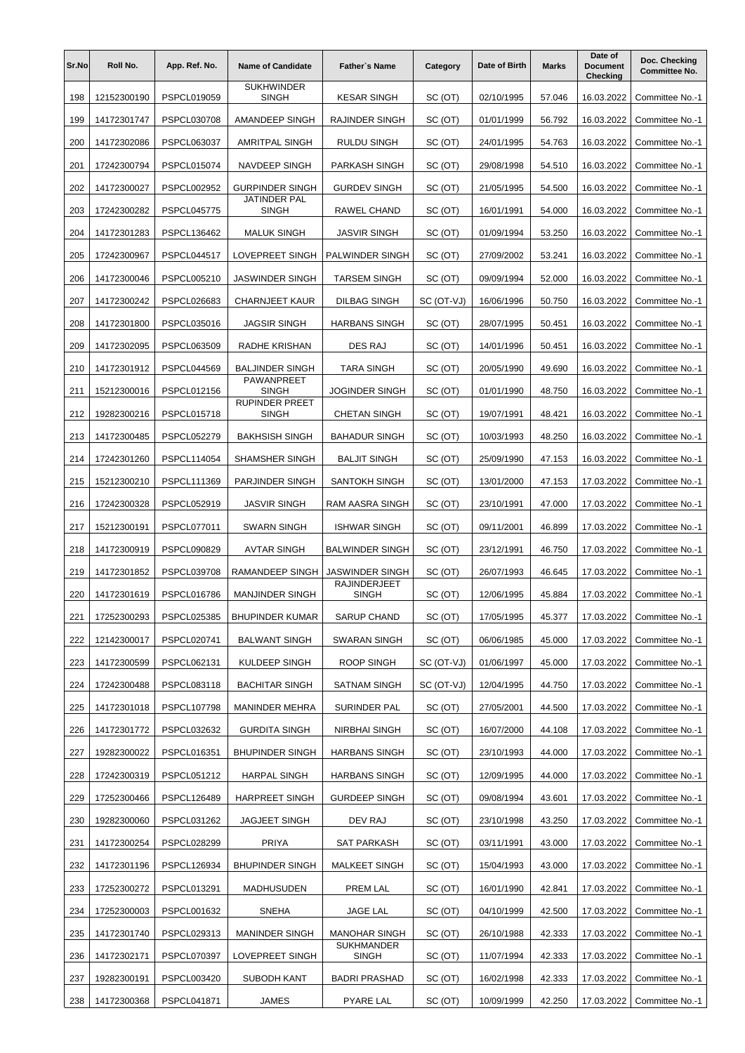| Sr.No | Roll No. | App. Ref. No. | Name of Candidate | Father`s Name | Category | Date of Birth | Marks | Date of Document Checking | Doc. Checking Committee No. |
|---|---|---|---|---|---|---|---|---|---|
| 198 | 12152300190 | PSPCL019059 | SUKHWINDER SINGH | KESAR SINGH | SC (OT) | 02/10/1995 | 57.046 | 16.03.2022 | Committee No.-1 |
| 199 | 14172301747 | PSPCL030708 | AMANDEEP SINGH | RAJINDER SINGH | SC (OT) | 01/01/1999 | 56.792 | 16.03.2022 | Committee No.-1 |
| 200 | 14172302086 | PSPCL063037 | AMRITPAL SINGH | RULDU SINGH | SC (OT) | 24/01/1995 | 54.763 | 16.03.2022 | Committee No.-1 |
| 201 | 17242300794 | PSPCL015074 | NAVDEEP SINGH | PARKASH SINGH | SC (OT) | 29/08/1998 | 54.510 | 16.03.2022 | Committee No.-1 |
| 202 | 14172300027 | PSPCL002952 | GURPINDER SINGH | GURDEV SINGH | SC (OT) | 21/05/1995 | 54.500 | 16.03.2022 | Committee No.-1 |
| 203 | 17242300282 | PSPCL045775 | JATINDER PAL SINGH | RAWEL CHAND | SC (OT) | 16/01/1991 | 54.000 | 16.03.2022 | Committee No.-1 |
| 204 | 14172301283 | PSPCL136462 | MALUK SINGH | JASVIR SINGH | SC (OT) | 01/09/1994 | 53.250 | 16.03.2022 | Committee No.-1 |
| 205 | 17242300967 | PSPCL044517 | LOVEPREET SINGH | PALWINDER SINGH | SC (OT) | 27/09/2002 | 53.241 | 16.03.2022 | Committee No.-1 |
| 206 | 14172300046 | PSPCL005210 | JASWINDER SINGH | TARSEM SINGH | SC (OT) | 09/09/1994 | 52.000 | 16.03.2022 | Committee No.-1 |
| 207 | 14172300242 | PSPCL026683 | CHARNJEET KAUR | DILBAG SINGH | SC (OT-VJ) | 16/06/1996 | 50.750 | 16.03.2022 | Committee No.-1 |
| 208 | 14172301800 | PSPCL035016 | JAGSIR SINGH | HARBANS SINGH | SC (OT) | 28/07/1995 | 50.451 | 16.03.2022 | Committee No.-1 |
| 209 | 14172302095 | PSPCL063509 | RADHE KRISHAN | DES RAJ | SC (OT) | 14/01/1996 | 50.451 | 16.03.2022 | Committee No.-1 |
| 210 | 14172301912 | PSPCL044569 | BALJINDER SINGH | TARA SINGH | SC (OT) | 20/05/1990 | 49.690 | 16.03.2022 | Committee No.-1 |
| 211 | 15212300016 | PSPCL012156 | PAWANPREET SINGH | JOGINDER SINGH | SC (OT) | 01/01/1990 | 48.750 | 16.03.2022 | Committee No.-1 |
| 212 | 19282300216 | PSPCL015718 | RUPINDER PREET SINGH | CHETAN SINGH | SC (OT) | 19/07/1991 | 48.421 | 16.03.2022 | Committee No.-1 |
| 213 | 14172300485 | PSPCL052279 | BAKHSISH SINGH | BAHADUR SINGH | SC (OT) | 10/03/1993 | 48.250 | 16.03.2022 | Committee No.-1 |
| 214 | 17242301260 | PSPCL114054 | SHAMSHER SINGH | BALJIT SINGH | SC (OT) | 25/09/1990 | 47.153 | 16.03.2022 | Committee No.-1 |
| 215 | 15212300210 | PSPCL111369 | PARJINDER SINGH | SANTOKH SINGH | SC (OT) | 13/01/2000 | 47.153 | 17.03.2022 | Committee No.-1 |
| 216 | 17242300328 | PSPCL052919 | JASVIR SINGH | RAM AASRA SINGH | SC (OT) | 23/10/1991 | 47.000 | 17.03.2022 | Committee No.-1 |
| 217 | 15212300191 | PSPCL077011 | SWARN SINGH | ISHWAR SINGH | SC (OT) | 09/11/2001 | 46.899 | 17.03.2022 | Committee No.-1 |
| 218 | 14172300919 | PSPCL090829 | AVTAR SINGH | BALWINDER SINGH | SC (OT) | 23/12/1991 | 46.750 | 17.03.2022 | Committee No.-1 |
| 219 | 14172301852 | PSPCL039708 | RAMANDEEP SINGH | JASWINDER SINGH | SC (OT) | 26/07/1993 | 46.645 | 17.03.2022 | Committee No.-1 |
| 220 | 14172301619 | PSPCL016786 | MANJINDER SINGH | RAJINDERJEET SINGH | SC (OT) | 12/06/1995 | 45.884 | 17.03.2022 | Committee No.-1 |
| 221 | 17252300293 | PSPCL025385 | BHUPINDER KUMAR | SARUP CHAND | SC (OT) | 17/05/1995 | 45.377 | 17.03.2022 | Committee No.-1 |
| 222 | 12142300017 | PSPCL020741 | BALWANT SINGH | SWARAN SINGH | SC (OT) | 06/06/1985 | 45.000 | 17.03.2022 | Committee No.-1 |
| 223 | 14172300599 | PSPCL062131 | KULDEEP SINGH | ROOP SINGH | SC (OT-VJ) | 01/06/1997 | 45.000 | 17.03.2022 | Committee No.-1 |
| 224 | 17242300488 | PSPCL083118 | BACHITAR SINGH | SATNAM SINGH | SC (OT-VJ) | 12/04/1995 | 44.750 | 17.03.2022 | Committee No.-1 |
| 225 | 14172301018 | PSPCL107798 | MANINDER MEHRA | SURINDER PAL | SC (OT) | 27/05/2001 | 44.500 | 17.03.2022 | Committee No.-1 |
| 226 | 14172301772 | PSPCL032632 | GURDITA SINGH | NIRBHAI SINGH | SC (OT) | 16/07/2000 | 44.108 | 17.03.2022 | Committee No.-1 |
| 227 | 19282300022 | PSPCL016351 | BHUPINDER SINGH | HARBANS SINGH | SC (OT) | 23/10/1993 | 44.000 | 17.03.2022 | Committee No.-1 |
| 228 | 17242300319 | PSPCL051212 | HARPAL SINGH | HARBANS SINGH | SC (OT) | 12/09/1995 | 44.000 | 17.03.2022 | Committee No.-1 |
| 229 | 17252300466 | PSPCL126489 | HARPREET SINGH | GURDEEP SINGH | SC (OT) | 09/08/1994 | 43.601 | 17.03.2022 | Committee No.-1 |
| 230 | 19282300060 | PSPCL031262 | JAGJEET SINGH | DEV RAJ | SC (OT) | 23/10/1998 | 43.250 | 17.03.2022 | Committee No.-1 |
| 231 | 14172300254 | PSPCL028299 | PRIYA | SAT PARKASH | SC (OT) | 03/11/1991 | 43.000 | 17.03.2022 | Committee No.-1 |
| 232 | 14172301196 | PSPCL126934 | BHUPINDER SINGH | MALKEET SINGH | SC (OT) | 15/04/1993 | 43.000 | 17.03.2022 | Committee No.-1 |
| 233 | 17252300272 | PSPCL013291 | MADHUSUDEN | PREM LAL | SC (OT) | 16/01/1990 | 42.841 | 17.03.2022 | Committee No.-1 |
| 234 | 17252300003 | PSPCL001632 | SNEHA | JAGE LAL | SC (OT) | 04/10/1999 | 42.500 | 17.03.2022 | Committee No.-1 |
| 235 | 14172301740 | PSPCL029313 | MANINDER SINGH | MANOHAR SINGH | SC (OT) | 26/10/1988 | 42.333 | 17.03.2022 | Committee No.-1 |
| 236 | 14172302171 | PSPCL070397 | LOVEPREET SINGH | SUKHMANDER SINGH | SC (OT) | 11/07/1994 | 42.333 | 17.03.2022 | Committee No.-1 |
| 237 | 19282300191 | PSPCL003420 | SUBODH KANT | BADRI PRASHAD | SC (OT) | 16/02/1998 | 42.333 | 17.03.2022 | Committee No.-1 |
| 238 | 14172300368 | PSPCL041871 | JAMES | PYARE LAL | SC (OT) | 10/09/1999 | 42.250 | 17.03.2022 | Committee No.-1 |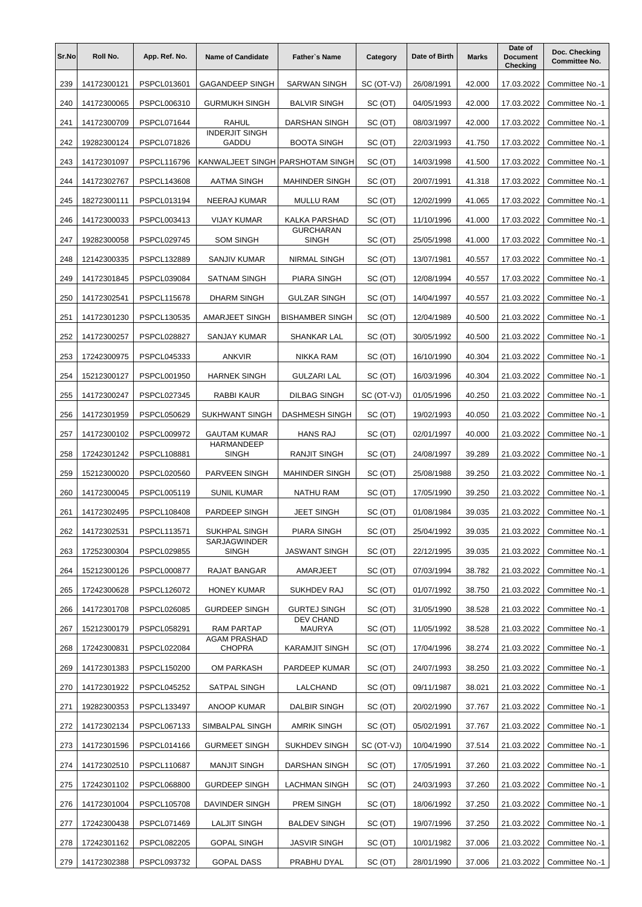| Sr.No | Roll No. | App. Ref. No. | Name of Candidate | Father`s Name | Category | Date of Birth | Marks | Date of Document Checking | Doc. Checking Committee No. |
|---|---|---|---|---|---|---|---|---|---|
| 239 | 14172300121 | PSPCL013601 | GAGANDEEP SINGH | SARWAN SINGH | SC (OT-VJ) | 26/08/1991 | 42.000 | 17.03.2022 | Committee No.-1 |
| 240 | 14172300065 | PSPCL006310 | GURMUKH SINGH | BALVIR SINGH | SC (OT) | 04/05/1993 | 42.000 | 17.03.2022 | Committee No.-1 |
| 241 | 14172300709 | PSPCL071644 | RAHUL | DARSHAN SINGH | SC (OT) | 08/03/1997 | 42.000 | 17.03.2022 | Committee No.-1 |
| 242 | 19282300124 | PSPCL071826 | INDERJIT SINGH GADDU | BOOTA SINGH | SC (OT) | 22/03/1993 | 41.750 | 17.03.2022 | Committee No.-1 |
| 243 | 14172301097 | PSPCL116796 | KANWALJEET SINGH | PARSHOTAM SINGH | SC (OT) | 14/03/1998 | 41.500 | 17.03.2022 | Committee No.-1 |
| 244 | 14172302767 | PSPCL143608 | AATMA SINGH | MAHINDER SINGH | SC (OT) | 20/07/1991 | 41.318 | 17.03.2022 | Committee No.-1 |
| 245 | 18272300111 | PSPCL013194 | NEERAJ KUMAR | MULLU RAM | SC (OT) | 12/02/1999 | 41.065 | 17.03.2022 | Committee No.-1 |
| 246 | 14172300033 | PSPCL003413 | VIJAY KUMAR | KALKA PARSHAD | SC (OT) | 11/10/1996 | 41.000 | 17.03.2022 | Committee No.-1 |
| 247 | 19282300058 | PSPCL029745 | SOM SINGH | GURCHARAN SINGH | SC (OT) | 25/05/1998 | 41.000 | 17.03.2022 | Committee No.-1 |
| 248 | 12142300335 | PSPCL132889 | SANJIV KUMAR | NIRMAL SINGH | SC (OT) | 13/07/1981 | 40.557 | 17.03.2022 | Committee No.-1 |
| 249 | 14172301845 | PSPCL039084 | SATNAM SINGH | PIARA SINGH | SC (OT) | 12/08/1994 | 40.557 | 17.03.2022 | Committee No.-1 |
| 250 | 14172302541 | PSPCL115678 | DHARM SINGH | GULZAR SINGH | SC (OT) | 14/04/1997 | 40.557 | 21.03.2022 | Committee No.-1 |
| 251 | 14172301230 | PSPCL130535 | AMARJEET SINGH | BISHAMBER SINGH | SC (OT) | 12/04/1989 | 40.500 | 21.03.2022 | Committee No.-1 |
| 252 | 14172300257 | PSPCL028827 | SANJAY KUMAR | SHANKAR LAL | SC (OT) | 30/05/1992 | 40.500 | 21.03.2022 | Committee No.-1 |
| 253 | 17242300975 | PSPCL045333 | ANKVIR | NIKKA RAM | SC (OT) | 16/10/1990 | 40.304 | 21.03.2022 | Committee No.-1 |
| 254 | 15212300127 | PSPCL001950 | HARNEK SINGH | GULZARI LAL | SC (OT) | 16/03/1996 | 40.304 | 21.03.2022 | Committee No.-1 |
| 255 | 14172300247 | PSPCL027345 | RABBI KAUR | DILBAG SINGH | SC (OT-VJ) | 01/05/1996 | 40.250 | 21.03.2022 | Committee No.-1 |
| 256 | 14172301959 | PSPCL050629 | SUKHWANT SINGH | DASHMESH SINGH | SC (OT) | 19/02/1993 | 40.050 | 21.03.2022 | Committee No.-1 |
| 257 | 14172300102 | PSPCL009972 | GAUTAM KUMAR | HANS RAJ | SC (OT) | 02/01/1997 | 40.000 | 21.03.2022 | Committee No.-1 |
| 258 | 17242301242 | PSPCL108881 | HARMANDEEP SINGH | RANJIT SINGH | SC (OT) | 24/08/1997 | 39.289 | 21.03.2022 | Committee No.-1 |
| 259 | 15212300020 | PSPCL020560 | PARVEEN SINGH | MAHINDER SINGH | SC (OT) | 25/08/1988 | 39.250 | 21.03.2022 | Committee No.-1 |
| 260 | 14172300045 | PSPCL005119 | SUNIL KUMAR | NATHU RAM | SC (OT) | 17/05/1990 | 39.250 | 21.03.2022 | Committee No.-1 |
| 261 | 14172302495 | PSPCL108408 | PARDEEP SINGH | JEET SINGH | SC (OT) | 01/08/1984 | 39.035 | 21.03.2022 | Committee No.-1 |
| 262 | 14172302531 | PSPCL113571 | SUKHPAL SINGH | PIARA SINGH | SC (OT) | 25/04/1992 | 39.035 | 21.03.2022 | Committee No.-1 |
| 263 | 17252300304 | PSPCL029855 | SARJAGWINDER SINGH | JASWANT SINGH | SC (OT) | 22/12/1995 | 39.035 | 21.03.2022 | Committee No.-1 |
| 264 | 15212300126 | PSPCL000877 | RAJAT BANGAR | AMARJEET | SC (OT) | 07/03/1994 | 38.782 | 21.03.2022 | Committee No.-1 |
| 265 | 17242300628 | PSPCL126072 | HONEY KUMAR | SUKHDEV RAJ | SC (OT) | 01/07/1992 | 38.750 | 21.03.2022 | Committee No.-1 |
| 266 | 14172301708 | PSPCL026085 | GURDEEP SINGH | GURTEJ SINGH | SC (OT) | 31/05/1990 | 38.528 | 21.03.2022 | Committee No.-1 |
| 267 | 15212300179 | PSPCL058291 | RAM PARTAP | DEV CHAND MAURYA | SC (OT) | 11/05/1992 | 38.528 | 21.03.2022 | Committee No.-1 |
| 268 | 17242300831 | PSPCL022084 | AGAM PRASHAD CHOPRA | KARAMJIT SINGH | SC (OT) | 17/04/1996 | 38.274 | 21.03.2022 | Committee No.-1 |
| 269 | 14172301383 | PSPCL150200 | OM PARKASH | PARDEEP KUMAR | SC (OT) | 24/07/1993 | 38.250 | 21.03.2022 | Committee No.-1 |
| 270 | 14172301922 | PSPCL045252 | SATPAL SINGH | LALCHAND | SC (OT) | 09/11/1987 | 38.021 | 21.03.2022 | Committee No.-1 |
| 271 | 19282300353 | PSPCL133497 | ANOOP KUMAR | DALBIR SINGH | SC (OT) | 20/02/1990 | 37.767 | 21.03.2022 | Committee No.-1 |
| 272 | 14172302134 | PSPCL067133 | SIMBALPAL SINGH | AMRIK SINGH | SC (OT) | 05/02/1991 | 37.767 | 21.03.2022 | Committee No.-1 |
| 273 | 14172301596 | PSPCL014166 | GURMEET SINGH | SUKHDEV SINGH | SC (OT-VJ) | 10/04/1990 | 37.514 | 21.03.2022 | Committee No.-1 |
| 274 | 14172302510 | PSPCL110687 | MANJIT SINGH | DARSHAN SINGH | SC (OT) | 17/05/1991 | 37.260 | 21.03.2022 | Committee No.-1 |
| 275 | 17242301102 | PSPCL068800 | GURDEEP SINGH | LACHMAN SINGH | SC (OT) | 24/03/1993 | 37.260 | 21.03.2022 | Committee No.-1 |
| 276 | 14172301004 | PSPCL105708 | DAVINDER SINGH | PREM SINGH | SC (OT) | 18/06/1992 | 37.250 | 21.03.2022 | Committee No.-1 |
| 277 | 17242300438 | PSPCL071469 | LALJIT SINGH | BALDEV SINGH | SC (OT) | 19/07/1996 | 37.250 | 21.03.2022 | Committee No.-1 |
| 278 | 17242301162 | PSPCL082205 | GOPAL SINGH | JASVIR SINGH | SC (OT) | 10/01/1982 | 37.006 | 21.03.2022 | Committee No.-1 |
| 279 | 14172302388 | PSPCL093732 | GOPAL DASS | PRABHU DYAL | SC (OT) | 28/01/1990 | 37.006 | 21.03.2022 | Committee No.-1 |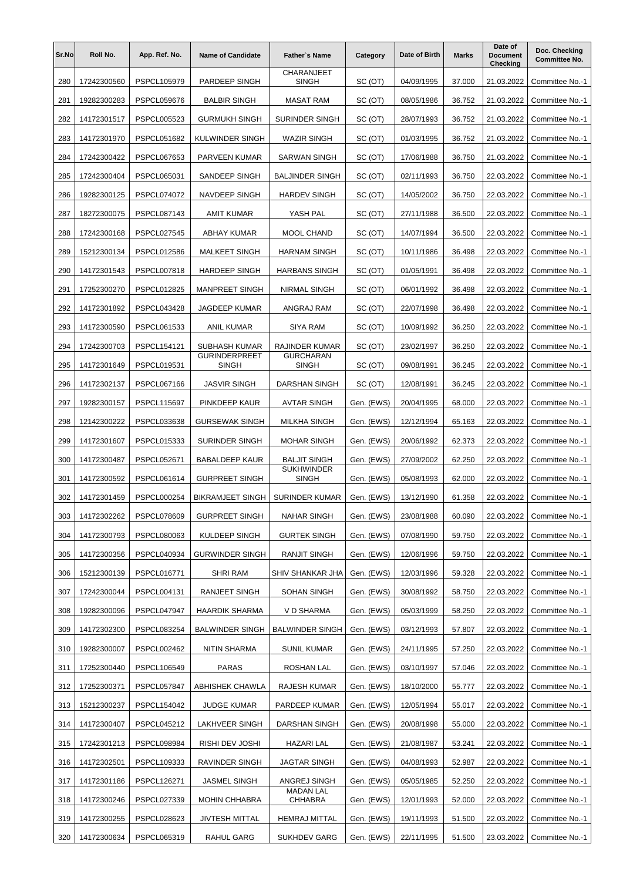| Sr.No | Roll No. | App. Ref. No. | Name of Candidate | Father`s Name | Category | Date of Birth | Marks | Date of Document Checking | Doc. Checking Committee No. |
|---|---|---|---|---|---|---|---|---|---|
| 280 | 17242300560 | PSPCL105979 | PARDEEP SINGH | CHARANJEET SINGH | SC (OT) | 04/09/1995 | 37.000 | 21.03.2022 | Committee No.-1 |
| 281 | 19282300283 | PSPCL059676 | BALBIR SINGH | MASAT RAM | SC (OT) | 08/05/1986 | 36.752 | 21.03.2022 | Committee No.-1 |
| 282 | 14172301517 | PSPCL005523 | GURMUKH SINGH | SURINDER SINGH | SC (OT) | 28/07/1993 | 36.752 | 21.03.2022 | Committee No.-1 |
| 283 | 14172301970 | PSPCL051682 | KULWINDER SINGH | WAZIR SINGH | SC (OT) | 01/03/1995 | 36.752 | 21.03.2022 | Committee No.-1 |
| 284 | 17242300422 | PSPCL067653 | PARVEEN KUMAR | SARWAN SINGH | SC (OT) | 17/06/1988 | 36.750 | 21.03.2022 | Committee No.-1 |
| 285 | 17242300404 | PSPCL065031 | SANDEEP SINGH | BALJINDER SINGH | SC (OT) | 02/11/1993 | 36.750 | 22.03.2022 | Committee No.-1 |
| 286 | 19282300125 | PSPCL074072 | NAVDEEP SINGH | HARDEV SINGH | SC (OT) | 14/05/2002 | 36.750 | 22.03.2022 | Committee No.-1 |
| 287 | 18272300075 | PSPCL087143 | AMIT KUMAR | YASH PAL | SC (OT) | 27/11/1988 | 36.500 | 22.03.2022 | Committee No.-1 |
| 288 | 17242300168 | PSPCL027545 | ABHAY KUMAR | MOOL CHAND | SC (OT) | 14/07/1994 | 36.500 | 22.03.2022 | Committee No.-1 |
| 289 | 15212300134 | PSPCL012586 | MALKEET SINGH | HARNAM SINGH | SC (OT) | 10/11/1986 | 36.498 | 22.03.2022 | Committee No.-1 |
| 290 | 14172301543 | PSPCL007818 | HARDEEP SINGH | HARBANS SINGH | SC (OT) | 01/05/1991 | 36.498 | 22.03.2022 | Committee No.-1 |
| 291 | 17252300270 | PSPCL012825 | MANPREET SINGH | NIRMAL SINGH | SC (OT) | 06/01/1992 | 36.498 | 22.03.2022 | Committee No.-1 |
| 292 | 14172301892 | PSPCL043428 | JAGDEEP KUMAR | ANGRAJ RAM | SC (OT) | 22/07/1998 | 36.498 | 22.03.2022 | Committee No.-1 |
| 293 | 14172300590 | PSPCL061533 | ANIL KUMAR | SIYA RAM | SC (OT) | 10/09/1992 | 36.250 | 22.03.2022 | Committee No.-1 |
| 294 | 17242300703 | PSPCL154121 | SUBHASH KUMAR | RAJINDER KUMAR | SC (OT) | 23/02/1997 | 36.250 | 22.03.2022 | Committee No.-1 |
| 295 | 14172301649 | PSPCL019531 | GURINDERPREET SINGH | GURCHARAN SINGH | SC (OT) | 09/08/1991 | 36.245 | 22.03.2022 | Committee No.-1 |
| 296 | 14172302137 | PSPCL067166 | JASVIR SINGH | DARSHAN SINGH | SC (OT) | 12/08/1991 | 36.245 | 22.03.2022 | Committee No.-1 |
| 297 | 19282300157 | PSPCL115697 | PINKDEEP KAUR | AVTAR SINGH | Gen. (EWS) | 20/04/1995 | 68.000 | 22.03.2022 | Committee No.-1 |
| 298 | 12142300222 | PSPCL033638 | GURSEWAK SINGH | MILKHA SINGH | Gen. (EWS) | 12/12/1994 | 65.163 | 22.03.2022 | Committee No.-1 |
| 299 | 14172301607 | PSPCL015333 | SURINDER SINGH | MOHAR SINGH | Gen. (EWS) | 20/06/1992 | 62.373 | 22.03.2022 | Committee No.-1 |
| 300 | 14172300487 | PSPCL052671 | BABALDEEP KAUR | BALJIT SINGH | Gen. (EWS) | 27/09/2002 | 62.250 | 22.03.2022 | Committee No.-1 |
| 301 | 14172300592 | PSPCL061614 | GURPREET SINGH | SUKHWINDER SINGH | Gen. (EWS) | 05/08/1993 | 62.000 | 22.03.2022 | Committee No.-1 |
| 302 | 14172301459 | PSPCL000254 | BIKRAMJEET SINGH | SURINDER KUMAR | Gen. (EWS) | 13/12/1990 | 61.358 | 22.03.2022 | Committee No.-1 |
| 303 | 14172302262 | PSPCL078609 | GURPREET SINGH | NAHAR SINGH | Gen. (EWS) | 23/08/1988 | 60.090 | 22.03.2022 | Committee No.-1 |
| 304 | 14172300793 | PSPCL080063 | KULDEEP SINGH | GURTEK SINGH | Gen. (EWS) | 07/08/1990 | 59.750 | 22.03.2022 | Committee No.-1 |
| 305 | 14172300356 | PSPCL040934 | GURWINDER SINGH | RANJIT SINGH | Gen. (EWS) | 12/06/1996 | 59.750 | 22.03.2022 | Committee No.-1 |
| 306 | 15212300139 | PSPCL016771 | SHRI RAM | SHIV SHANKAR JHA | Gen. (EWS) | 12/03/1996 | 59.328 | 22.03.2022 | Committee No.-1 |
| 307 | 17242300044 | PSPCL004131 | RANJEET SINGH | SOHAN SINGH | Gen. (EWS) | 30/08/1992 | 58.750 | 22.03.2022 | Committee No.-1 |
| 308 | 19282300096 | PSPCL047947 | HAARDIK SHARMA | V D SHARMA | Gen. (EWS) | 05/03/1999 | 58.250 | 22.03.2022 | Committee No.-1 |
| 309 | 14172302300 | PSPCL083254 | BALWINDER SINGH | BALWINDER SINGH | Gen. (EWS) | 03/12/1993 | 57.807 | 22.03.2022 | Committee No.-1 |
| 310 | 19282300007 | PSPCL002462 | NITIN SHARMA | SUNIL KUMAR | Gen. (EWS) | 24/11/1995 | 57.250 | 22.03.2022 | Committee No.-1 |
| 311 | 17252300440 | PSPCL106549 | PARAS | ROSHAN LAL | Gen. (EWS) | 03/10/1997 | 57.046 | 22.03.2022 | Committee No.-1 |
| 312 | 17252300371 | PSPCL057847 | ABHISHEK CHAWLA | RAJESH KUMAR | Gen. (EWS) | 18/10/2000 | 55.777 | 22.03.2022 | Committee No.-1 |
| 313 | 15212300237 | PSPCL154042 | JUDGE KUMAR | PARDEEP KUMAR | Gen. (EWS) | 12/05/1994 | 55.017 | 22.03.2022 | Committee No.-1 |
| 314 | 14172300407 | PSPCL045212 | LAKHVEER SINGH | DARSHAN SINGH | Gen. (EWS) | 20/08/1998 | 55.000 | 22.03.2022 | Committee No.-1 |
| 315 | 17242301213 | PSPCL098984 | RISHI DEV JOSHI | HAZARI LAL | Gen. (EWS) | 21/08/1987 | 53.241 | 22.03.2022 | Committee No.-1 |
| 316 | 14172302501 | PSPCL109333 | RAVINDER SINGH | JAGTAR SINGH | Gen. (EWS) | 04/08/1993 | 52.987 | 22.03.2022 | Committee No.-1 |
| 317 | 14172301186 | PSPCL126271 | JASMEL SINGH | ANGREJ SINGH | Gen. (EWS) | 05/05/1985 | 52.250 | 22.03.2022 | Committee No.-1 |
| 318 | 14172300246 | PSPCL027339 | MOHIN CHHABRA | MADAN LAL CHHABRA | Gen. (EWS) | 12/01/1993 | 52.000 | 22.03.2022 | Committee No.-1 |
| 319 | 14172300255 | PSPCL028623 | JIVTESH MITTAL | HEMRAJ MITTAL | Gen. (EWS) | 19/11/1993 | 51.500 | 22.03.2022 | Committee No.-1 |
| 320 | 14172300634 | PSPCL065319 | RAHUL GARG | SUKHDEV GARG | Gen. (EWS) | 22/11/1995 | 51.500 | 23.03.2022 | Committee No.-1 |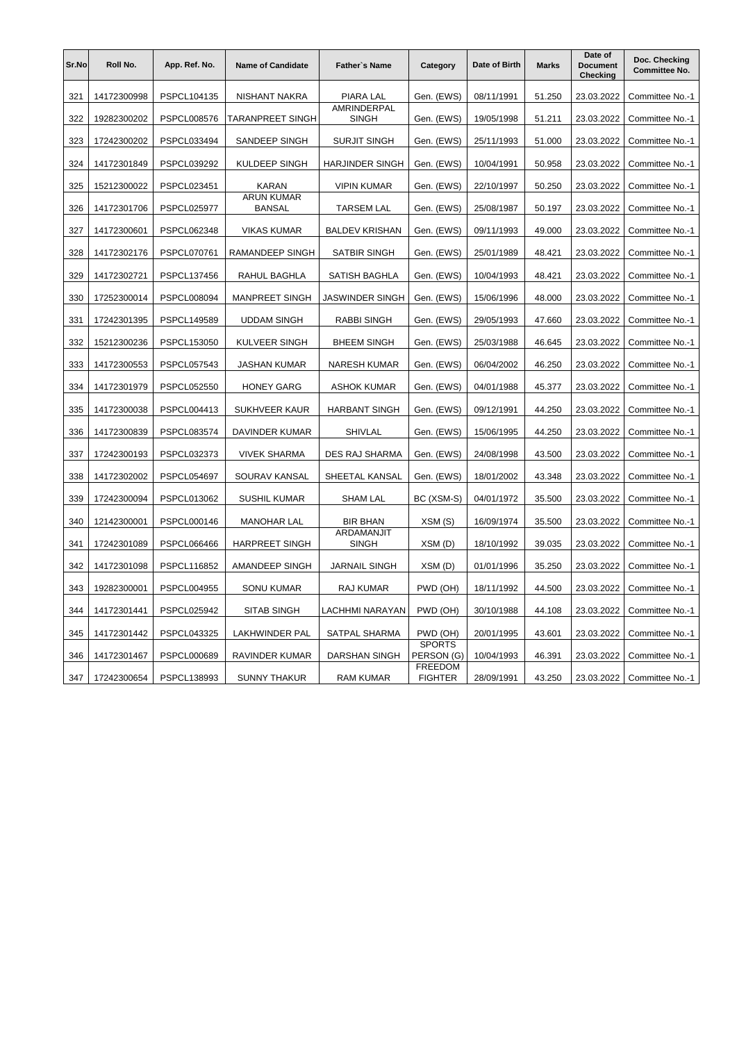| Sr.No | Roll No. | App. Ref. No. | Name of Candidate | Father`s Name | Category | Date of Birth | Marks | Date of Document Checking | Doc. Checking Committee No. |
|---|---|---|---|---|---|---|---|---|---|
| 321 | 14172300998 | PSPCL104135 | NISHANT NAKRA | PIARA LAL | Gen. (EWS) | 08/11/1991 | 51.250 | 23.03.2022 | Committee No.-1 |
| 322 | 19282300202 | PSPCL008576 | TARANPREET SINGH | AMRINDERPAL SINGH | Gen. (EWS) | 19/05/1998 | 51.211 | 23.03.2022 | Committee No.-1 |
| 323 | 17242300202 | PSPCL033494 | SANDEEP SINGH | SURJIT SINGH | Gen. (EWS) | 25/11/1993 | 51.000 | 23.03.2022 | Committee No.-1 |
| 324 | 14172301849 | PSPCL039292 | KULDEEP SINGH | HARJINDER SINGH | Gen. (EWS) | 10/04/1991 | 50.958 | 23.03.2022 | Committee No.-1 |
| 325 | 15212300022 | PSPCL023451 | KARAN | VIPIN KUMAR | Gen. (EWS) | 22/10/1997 | 50.250 | 23.03.2022 | Committee No.-1 |
| 326 | 14172301706 | PSPCL025977 | ARUN KUMAR BANSAL | TARSEM LAL | Gen. (EWS) | 25/08/1987 | 50.197 | 23.03.2022 | Committee No.-1 |
| 327 | 14172300601 | PSPCL062348 | VIKAS KUMAR | BALDEV KRISHAN | Gen. (EWS) | 09/11/1993 | 49.000 | 23.03.2022 | Committee No.-1 |
| 328 | 14172302176 | PSPCL070761 | RAMANDEEP SINGH | SATBIR SINGH | Gen. (EWS) | 25/01/1989 | 48.421 | 23.03.2022 | Committee No.-1 |
| 329 | 14172302721 | PSPCL137456 | RAHUL BAGHLA | SATISH BAGHLA | Gen. (EWS) | 10/04/1993 | 48.421 | 23.03.2022 | Committee No.-1 |
| 330 | 17252300014 | PSPCL008094 | MANPREET SINGH | JASWINDER SINGH | Gen. (EWS) | 15/06/1996 | 48.000 | 23.03.2022 | Committee No.-1 |
| 331 | 17242301395 | PSPCL149589 | UDDAM SINGH | RABBI SINGH | Gen. (EWS) | 29/05/1993 | 47.660 | 23.03.2022 | Committee No.-1 |
| 332 | 15212300236 | PSPCL153050 | KULVEER SINGH | BHEEM SINGH | Gen. (EWS) | 25/03/1988 | 46.645 | 23.03.2022 | Committee No.-1 |
| 333 | 14172300553 | PSPCL057543 | JASHAN KUMAR | NARESH KUMAR | Gen. (EWS) | 06/04/2002 | 46.250 | 23.03.2022 | Committee No.-1 |
| 334 | 14172301979 | PSPCL052550 | HONEY GARG | ASHOK KUMAR | Gen. (EWS) | 04/01/1988 | 45.377 | 23.03.2022 | Committee No.-1 |
| 335 | 14172300038 | PSPCL004413 | SUKHVEER KAUR | HARBANT SINGH | Gen. (EWS) | 09/12/1991 | 44.250 | 23.03.2022 | Committee No.-1 |
| 336 | 14172300839 | PSPCL083574 | DAVINDER KUMAR | SHIVLAL | Gen. (EWS) | 15/06/1995 | 44.250 | 23.03.2022 | Committee No.-1 |
| 337 | 17242300193 | PSPCL032373 | VIVEK SHARMA | DES RAJ SHARMA | Gen. (EWS) | 24/08/1998 | 43.500 | 23.03.2022 | Committee No.-1 |
| 338 | 14172302002 | PSPCL054697 | SOURAV KANSAL | SHEETAL KANSAL | Gen. (EWS) | 18/01/2002 | 43.348 | 23.03.2022 | Committee No.-1 |
| 339 | 17242300094 | PSPCL013062 | SUSHIL KUMAR | SHAM LAL | BC (XSM-S) | 04/01/1972 | 35.500 | 23.03.2022 | Committee No.-1 |
| 340 | 12142300001 | PSPCL000146 | MANOHAR LAL | BIR BHAN | XSM (S) | 16/09/1974 | 35.500 | 23.03.2022 | Committee No.-1 |
| 341 | 17242301089 | PSPCL066466 | HARPREET SINGH | ARDAMANJIT SINGH | XSM (D) | 18/10/1992 | 39.035 | 23.03.2022 | Committee No.-1 |
| 342 | 14172301098 | PSPCL116852 | AMANDEEP SINGH | JARNAIL SINGH | XSM (D) | 01/01/1996 | 35.250 | 23.03.2022 | Committee No.-1 |
| 343 | 19282300001 | PSPCL004955 | SONU KUMAR | RAJ KUMAR | PWD (OH) | 18/11/1992 | 44.500 | 23.03.2022 | Committee No.-1 |
| 344 | 14172301441 | PSPCL025942 | SITAB SINGH | LACHHMI NARAYAN | PWD (OH) | 30/10/1988 | 44.108 | 23.03.2022 | Committee No.-1 |
| 345 | 14172301442 | PSPCL043325 | LAKHWINDER PAL | SATPAL SHARMA | PWD (OH) | 20/01/1995 | 43.601 | 23.03.2022 | Committee No.-1 |
| 346 | 14172301467 | PSPCL000689 | RAVINDER KUMAR | DARSHAN SINGH | SPORTS PERSON (G) | 10/04/1993 | 46.391 | 23.03.2022 | Committee No.-1 |
| 347 | 17242300654 | PSPCL138993 | SUNNY THAKUR | RAM KUMAR | FREEDOM FIGHTER | 28/09/1991 | 43.250 | 23.03.2022 | Committee No.-1 |